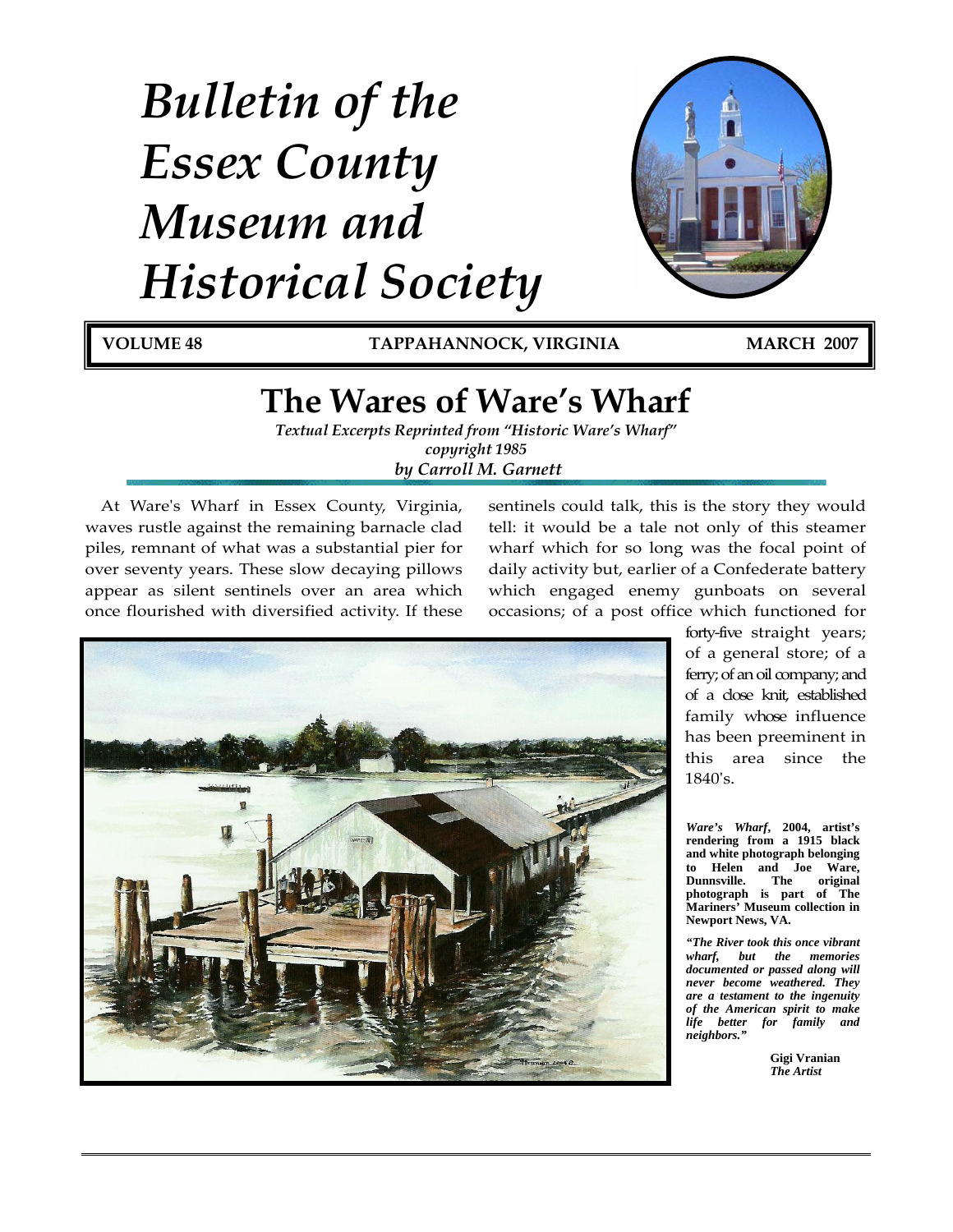# Bulletin of the Essex County Museum and Historical Society

**VOLUME 48** **TAPPAHANNOCK, VIRGINIA** **MARCH 2007**

## The Wares of Ware's Wharf

*Textual Excerpts Reprinted from "Historic Ware's Wharf"*
*copyright 1985*
*by Carroll M. Garnett*

At Ware's Wharf in Essex County, Virginia, waves rustle against the remaining barnacle clad piles, remnant of what was a substantial pier for over seventy years. These slow decaying pillows appear as silent sentinels over an area which once flourished with diversified activity. If these sentinels could talk, this is the story they would tell: it would be a tale not only of this steamer wharf which for so long was the focal point of daily activity but, earlier of a Confederate battery which engaged enemy gunboats on several occasions; of a post office which functioned for forty-five straight years; of a general store; of a ferry; of an oil company; and of a close knit, established family whose influence has been preeminent in this area since the 1840's.

***Ware's Wharf*, 2004, artist's rendering from a 1915 black and white photograph belonging to Helen and Joe Ware, Dunnsville. The original photograph is part of The Mariners' Museum collection in Newport News, VA.**

***"The River took this once vibrant wharf, but the memories documented or passed along will never become weathered. They are a testament to the ingenuity of the American spirit to make life better for family and neighbors."***

**Gigi Vranian**
***The Artist***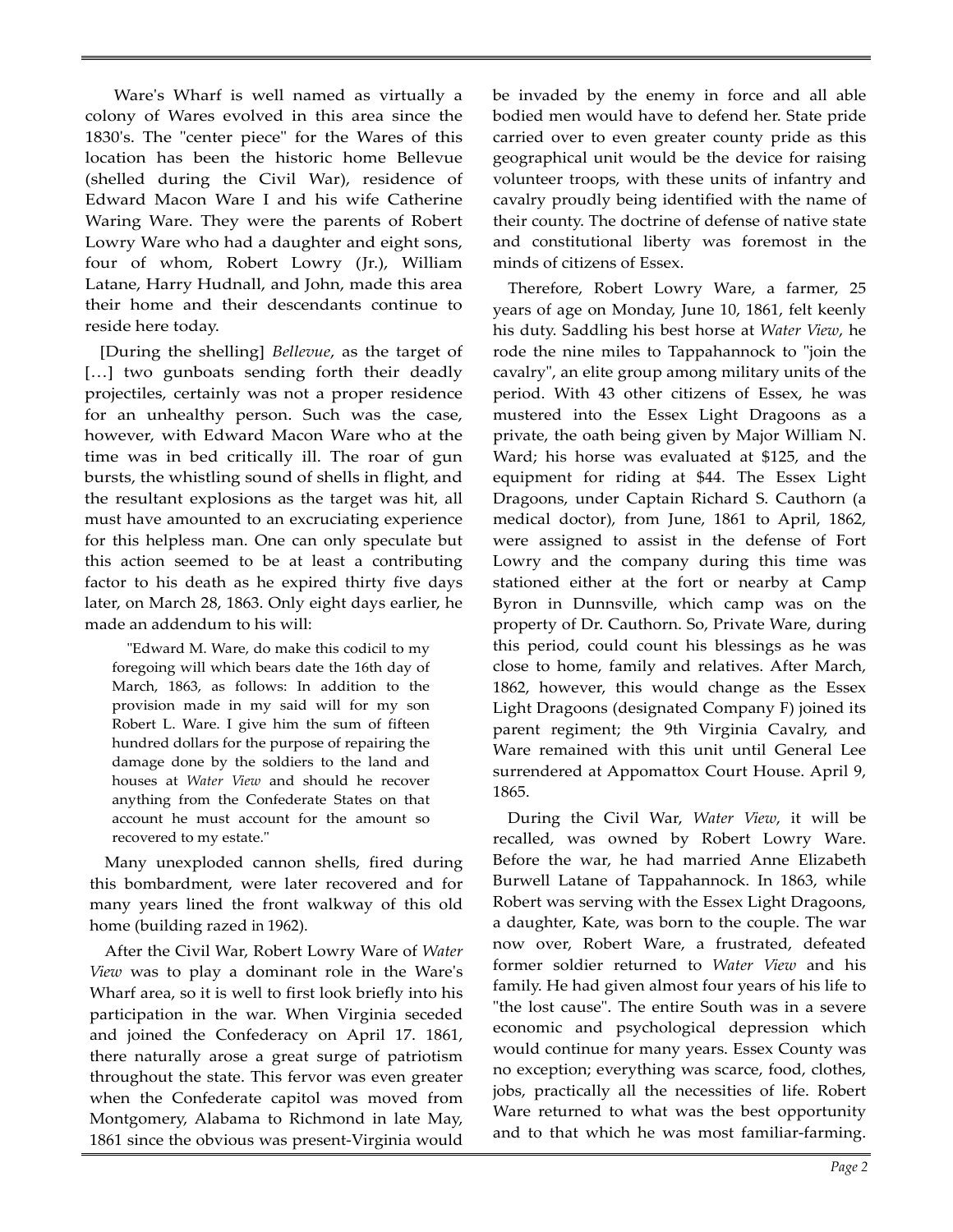Ware's Wharf is well named as virtually a colony of Wares evolved in this area since the 1830's. The "center piece" for the Wares of this location has been the historic home Bellevue (shelled during the Civil War), residence of Edward Macon Ware I and his wife Catherine Waring Ware. They were the parents of Robert Lowry Ware who had a daughter and eight sons, four of whom, Robert Lowry (Jr.), William Latane, Harry Hudnall, and John, made this area their home and their descendants continue to reside here today.

[During the shelling] *Bellevue*, as the target of […] two gunboats sending forth their deadly projectiles, certainly was not a proper residence for an unhealthy person. Such was the case, however, with Edward Macon Ware who at the time was in bed critically ill. The roar of gun bursts, the whistling sound of shells in flight, and the resultant explosions as the target was hit, all must have amounted to an excruciating experience for this helpless man. One can only speculate but this action seemed to be at least a contributing factor to his death as he expired thirty five days later, on March 28, 1863. Only eight days earlier, he made an addendum to his will:

> "Edward M. Ware, do make this codicil to my foregoing will which bears date the 16th day of March, 1863, as follows: In addition to the provision made in my said will for my son Robert L. Ware. I give him the sum of fifteen hundred dollars for the purpose of repairing the damage done by the soldiers to the land and houses at *Water View* and should he recover anything from the Confederate States on that account he must account for the amount so recovered to my estate."

Many unexploded cannon shells, fired during this bombardment, were later recovered and for many years lined the front walkway of this old home (building razed in 1962).

After the Civil War, Robert Lowry Ware of *Water View* was to play a dominant role in the Ware's Wharf area, so it is well to first look briefly into his participation in the war. When Virginia seceded and joined the Confederacy on April 17. 1861, there naturally arose a great surge of patriotism throughout the state. This fervor was even greater when the Confederate capitol was moved from Montgomery, Alabama to Richmond in late May, 1861 since the obvious was present-Virginia would be invaded by the enemy in force and all able bodied men would have to defend her. State pride carried over to even greater county pride as this geographical unit would be the device for raising volunteer troops, with these units of infantry and cavalry proudly being identified with the name of their county. The doctrine of defense of native state and constitutional liberty was foremost in the minds of citizens of Essex.

Therefore, Robert Lowry Ware, a farmer, 25 years of age on Monday, June 10, 1861, felt keenly his duty. Saddling his best horse at *Water View*, he rode the nine miles to Tappahannock to "join the cavalry", an elite group among military units of the period. With 43 other citizens of Essex, he was mustered into the Essex Light Dragoons as a private, the oath being given by Major William N. Ward; his horse was evaluated at $125, and the equipment for riding at $44. The Essex Light Dragoons, under Captain Richard S. Cauthorn (a medical doctor), from June, 1861 to April, 1862, were assigned to assist in the defense of Fort Lowry and the company during this time was stationed either at the fort or nearby at Camp Byron in Dunnsville, which camp was on the property of Dr. Cauthorn. So, Private Ware, during this period, could count his blessings as he was close to home, family and relatives. After March, 1862, however, this would change as the Essex Light Dragoons (designated Company F) joined its parent regiment; the 9th Virginia Cavalry, and Ware remained with this unit until General Lee surrendered at Appomattox Court House. April 9, 1865.

During the Civil War, *Water View*, it will be recalled, was owned by Robert Lowry Ware. Before the war, he had married Anne Elizabeth Burwell Latane of Tappahannock. In 1863, while Robert was serving with the Essex Light Dragoons, a daughter, Kate, was born to the couple. The war now over, Robert Ware, a frustrated, defeated former soldier returned to *Water View* and his family. He had given almost four years of his life to "the lost cause". The entire South was in a severe economic and psychological depression which would continue for many years. Essex County was no exception; everything was scarce, food, clothes, jobs, practically all the necessities of life. Robert Ware returned to what was the best opportunity and to that which he was most familiar-farming.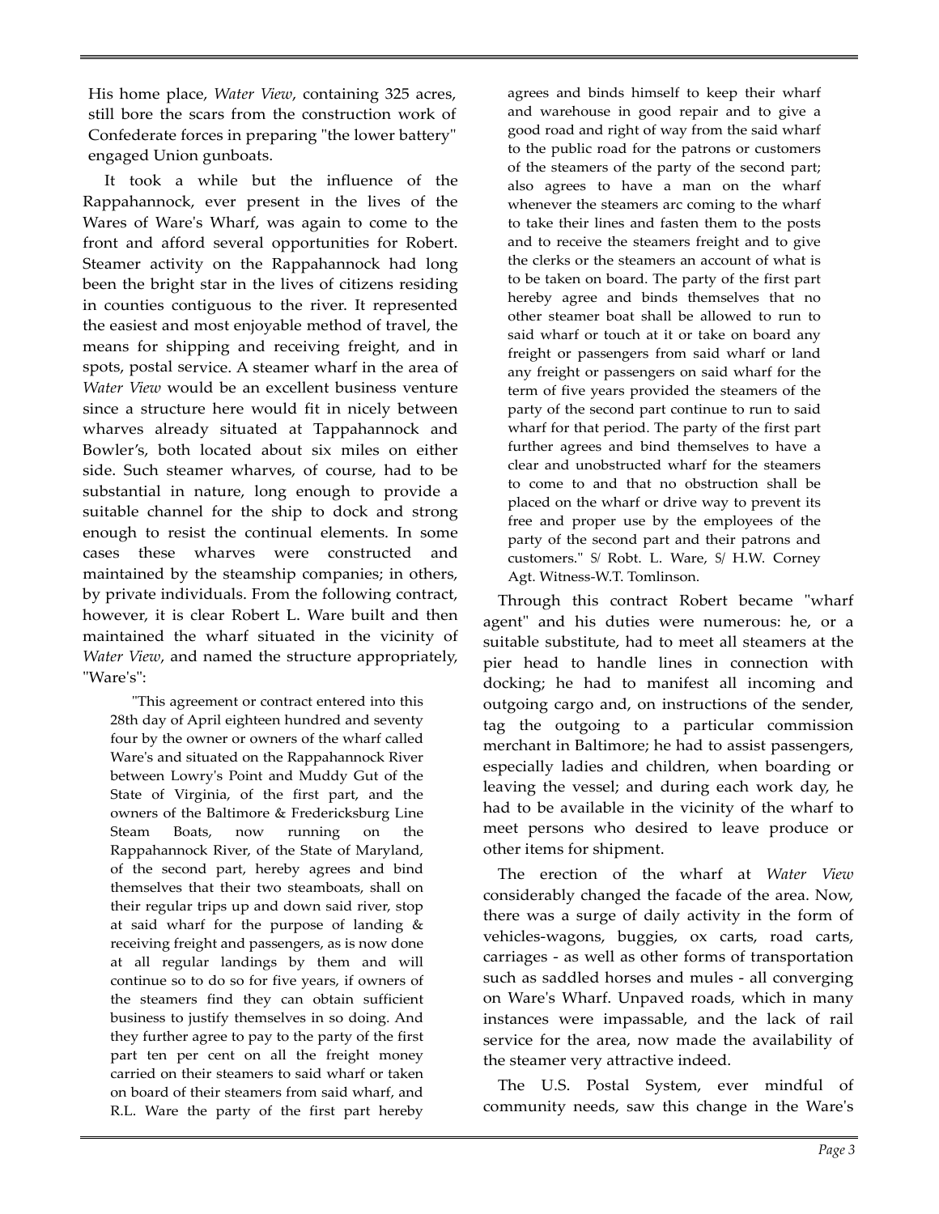His home place, *Water View*, containing 325 acres, still bore the scars from the construction work of Confederate forces in preparing "the lower battery" engaged Union gunboats.

It took a while but the influence of the Rappahannock, ever present in the lives of the Wares of Ware's Wharf, was again to come to the front and afford several opportunities for Robert. Steamer activity on the Rappahannock had long been the bright star in the lives of citizens residing in counties contiguous to the river. It represented the easiest and most enjoyable method of travel, the means for shipping and receiving freight, and in spots, postal service. A steamer wharf in the area of *Water View* would be an excellent business venture since a structure here would fit in nicely between wharves already situated at Tappahannock and Bowler's, both located about six miles on either side. Such steamer wharves, of course, had to be substantial in nature, long enough to provide a suitable channel for the ship to dock and strong enough to resist the continual elements. In some cases these wharves were constructed and maintained by the steamship companies; in others, by private individuals. From the following contract, however, it is clear Robert L. Ware built and then maintained the wharf situated in the vicinity of *Water View*, and named the structure appropriately, "Ware's":

> "This agreement or contract entered into this 28th day of April eighteen hundred and seventy four by the owner or owners of the wharf called Ware's and situated on the Rappahannock River between Lowry's Point and Muddy Gut of the State of Virginia, of the first part, and the owners of the Baltimore & Fredericksburg Line Steam Boats, now running on the Rappahannock River, of the State of Maryland, of the second part, hereby agrees and bind themselves that their two steamboats, shall on their regular trips up and down said river, stop at said wharf for the purpose of landing & receiving freight and passengers, as is now done at all regular landings by them and will continue so to do so for five years, if owners of the steamers find they can obtain sufficient business to justify themselves in so doing. And they further agree to pay to the party of the first part ten per cent on all the freight money carried on their steamers to said wharf or taken on board of their steamers from said wharf, and R.L. Ware the party of the first part hereby agrees and binds himself to keep their wharf and warehouse in good repair and to give a good road and right of way from the said wharf to the public road for the patrons or customers of the steamers of the party of the second part; also agrees to have a man on the wharf whenever the steamers arc coming to the wharf to take their lines and fasten them to the posts and to receive the steamers freight and to give the clerks or the steamers an account of what is to be taken on board. The party of the first part hereby agree and binds themselves that no other steamer boat shall be allowed to run to said wharf or touch at it or take on board any freight or passengers from said wharf or land any freight or passengers on said wharf for the term of five years provided the steamers of the party of the second part continue to run to said wharf for that period. The party of the first part further agrees and bind themselves to have a clear and unobstructed wharf for the steamers to come to and that no obstruction shall be placed on the wharf or drive way to prevent its free and proper use by the employees of the party of the second part and their patrons and customers." S/ Robt. L. Ware, S/ H.W. Corney Agt. Witness-W.T. Tomlinson.

Through this contract Robert became "wharf agent" and his duties were numerous: he, or a suitable substitute, had to meet all steamers at the pier head to handle lines in connection with docking; he had to manifest all incoming and outgoing cargo and, on instructions of the sender, tag the outgoing to a particular commission merchant in Baltimore; he had to assist passengers, especially ladies and children, when boarding or leaving the vessel; and during each work day, he had to be available in the vicinity of the wharf to meet persons who desired to leave produce or other items for shipment.

The erection of the wharf at *Water View* considerably changed the facade of the area. Now, there was a surge of daily activity in the form of vehicles-wagons, buggies, ox carts, road carts, carriages - as well as other forms of transportation such as saddled horses and mules - all converging on Ware's Wharf. Unpaved roads, which in many instances were impassable, and the lack of rail service for the area, now made the availability of the steamer very attractive indeed.

The U.S. Postal System, ever mindful of community needs, saw this change in the Ware's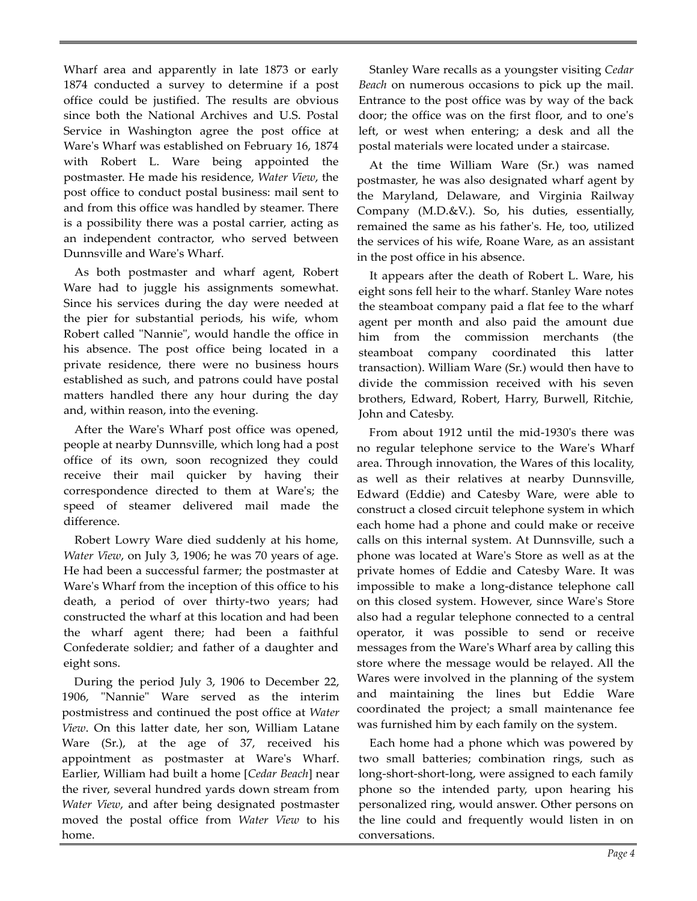Wharf area and apparently in late 1873 or early 1874 conducted a survey to determine if a post office could be justified. The results are obvious since both the National Archives and U.S. Postal Service in Washington agree the post office at Ware's Wharf was established on February 16, 1874 with Robert L. Ware being appointed the postmaster. He made his residence, *Water View*, the post office to conduct postal business: mail sent to and from this office was handled by steamer. There is a possibility there was a postal carrier, acting as an independent contractor, who served between Dunnsville and Ware's Wharf.

As both postmaster and wharf agent, Robert Ware had to juggle his assignments somewhat. Since his services during the day were needed at the pier for substantial periods, his wife, whom Robert called "Nannie", would handle the office in his absence. The post office being located in a private residence, there were no business hours established as such, and patrons could have postal matters handled there any hour during the day and, within reason, into the evening.

After the Ware's Wharf post office was opened, people at nearby Dunnsville, which long had a post office of its own, soon recognized they could receive their mail quicker by having their correspondence directed to them at Ware's; the speed of steamer delivered mail made the difference.

Robert Lowry Ware died suddenly at his home, *Water View*, on July 3, 1906; he was 70 years of age. He had been a successful farmer; the postmaster at Ware's Wharf from the inception of this office to his death, a period of over thirty-two years; had constructed the wharf at this location and had been the wharf agent there; had been a faithful Confederate soldier; and father of a daughter and eight sons.

During the period July 3, 1906 to December 22, 1906, "Nannie" Ware served as the interim postmistress and continued the post office at *Water View*. On this latter date, her son, William Latane Ware (Sr.), at the age of 37, received his appointment as postmaster at Ware's Wharf. Earlier, William had built a home [*Cedar Beach*] near the river, several hundred yards down stream from *Water View*, and after being designated postmaster moved the postal office from *Water View* to his home.

Stanley Ware recalls as a youngster visiting *Cedar Beach* on numerous occasions to pick up the mail. Entrance to the post office was by way of the back door; the office was on the first floor, and to one's left, or west when entering; a desk and all the postal materials were located under a staircase.

At the time William Ware (Sr.) was named postmaster, he was also designated wharf agent by the Maryland, Delaware, and Virginia Railway Company (M.D.&V.). So, his duties, essentially, remained the same as his father's. He, too, utilized the services of his wife, Roane Ware, as an assistant in the post office in his absence.

It appears after the death of Robert L. Ware, his eight sons fell heir to the wharf. Stanley Ware notes the steamboat company paid a flat fee to the wharf agent per month and also paid the amount due him from the commission merchants (the steamboat company coordinated this latter transaction). William Ware (Sr.) would then have to divide the commission received with his seven brothers, Edward, Robert, Harry, Burwell, Ritchie, John and Catesby.

From about 1912 until the mid-1930's there was no regular telephone service to the Ware's Wharf area. Through innovation, the Wares of this locality, as well as their relatives at nearby Dunnsville, Edward (Eddie) and Catesby Ware, were able to construct a closed circuit telephone system in which each home had a phone and could make or receive calls on this internal system. At Dunnsville, such a phone was located at Ware's Store as well as at the private homes of Eddie and Catesby Ware. It was impossible to make a long-distance telephone call on this closed system. However, since Ware's Store also had a regular telephone connected to a central operator, it was possible to send or receive messages from the Ware's Wharf area by calling this store where the message would be relayed. All the Wares were involved in the planning of the system and maintaining the lines but Eddie Ware coordinated the project; a small maintenance fee was furnished him by each family on the system.

Each home had a phone which was powered by two small batteries; combination rings, such as long-short-short-long, were assigned to each family phone so the intended party, upon hearing his personalized ring, would answer. Other persons on the line could and frequently would listen in on conversations.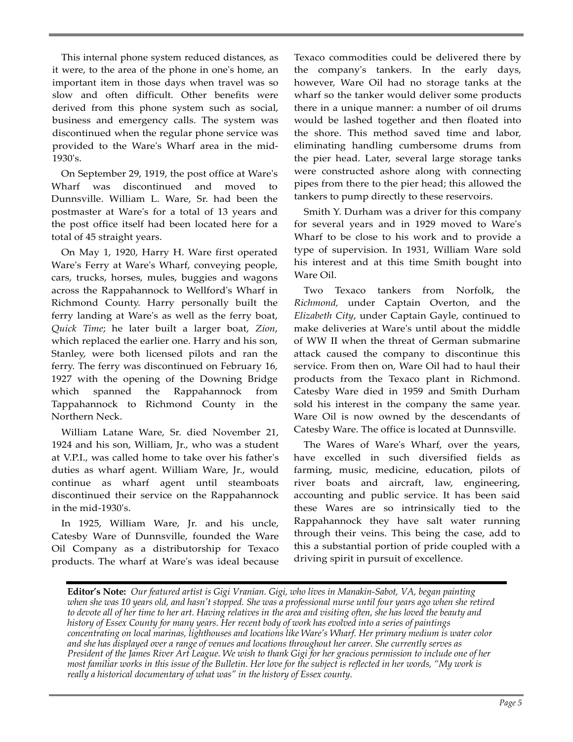This internal phone system reduced distances, as it were, to the area of the phone in one's home, an important item in those days when travel was so slow and often difficult. Other benefits were derived from this phone system such as social, business and emergency calls. The system was discontinued when the regular phone service was provided to the Ware's Wharf area in the mid-1930's.

On September 29, 1919, the post office at Ware's Wharf was discontinued and moved to Dunnsville. William L. Ware, Sr. had been the postmaster at Ware's for a total of 13 years and the post office itself had been located here for a total of 45 straight years.

On May 1, 1920, Harry H. Ware first operated Ware's Ferry at Ware's Wharf, conveying people, cars, trucks, horses, mules, buggies and wagons across the Rappahannock to Wellford's Wharf in Richmond County. Harry personally built the ferry landing at Ware's as well as the ferry boat, *Quick Time*; he later built a larger boat, *Zion*, which replaced the earlier one. Harry and his son, Stanley, were both licensed pilots and ran the ferry. The ferry was discontinued on February 16, 1927 with the opening of the Downing Bridge which spanned the Rappahannock from Tappahannock to Richmond County in the Northern Neck.

William Latane Ware, Sr. died November 21, 1924 and his son, William, Jr., who was a student at V.P.I., was called home to take over his father's duties as wharf agent. William Ware, Jr., would continue as wharf agent until steamboats discontinued their service on the Rappahannock in the mid-1930's.

In 1925, William Ware, Jr. and his uncle, Catesby Ware of Dunnsville, founded the Ware Oil Company as a distributorship for Texaco products. The wharf at Ware's was ideal because Texaco commodities could be delivered there by the company's tankers. In the early days, however, Ware Oil had no storage tanks at the wharf so the tanker would deliver some products there in a unique manner: a number of oil drums would be lashed together and then floated into the shore. This method saved time and labor, eliminating handling cumbersome drums from the pier head. Later, several large storage tanks were constructed ashore along with connecting pipes from there to the pier head; this allowed the tankers to pump directly to these reservoirs.

Smith Y. Durham was a driver for this company for several years and in 1929 moved to Ware's Wharf to be close to his work and to provide a type of supervision. In 1931, William Ware sold his interest and at this time Smith bought into Ware Oil.

Two Texaco tankers from Norfolk, the *Richmond,* under Captain Overton, and the *Elizabeth City*, under Captain Gayle, continued to make deliveries at Ware's until about the middle of WW II when the threat of German submarine attack caused the company to discontinue this service. From then on, Ware Oil had to haul their products from the Texaco plant in Richmond. Catesby Ware died in 1959 and Smith Durham sold his interest in the company the same year. Ware Oil is now owned by the descendants of Catesby Ware. The office is located at Dunnsville.

The Wares of Ware's Wharf, over the years, have excelled in such diversified fields as farming, music, medicine, education, pilots of river boats and aircraft, law, engineering, accounting and public service. It has been said these Wares are so intrinsically tied to the Rappahannock they have salt water running through their veins. This being the case, add to this a substantial portion of pride coupled with a driving spirit in pursuit of excellence.

---

**Editor's Note:** *Our featured artist is Gigi Vranian. Gigi, who lives in Manakin-Sabot, VA, began painting when she was 10 years old, and hasn't stopped. She was a professional nurse until four years ago when she retired to devote all of her time to her art. Having relatives in the area and visiting often, she has loved the beauty and history of Essex County for many years. Her recent body of work has evolved into a series of paintings concentrating on local marinas, lighthouses and locations like Ware's Wharf. Her primary medium is water color and she has displayed over a range of venues and locations throughout her career. She currently serves as President of the James River Art League. We wish to thank Gigi for her gracious permission to include one of her most familiar works in this issue of the Bulletin. Her love for the subject is reflected in her words, "My work is really a historical documentary of what was" in the history of Essex county.*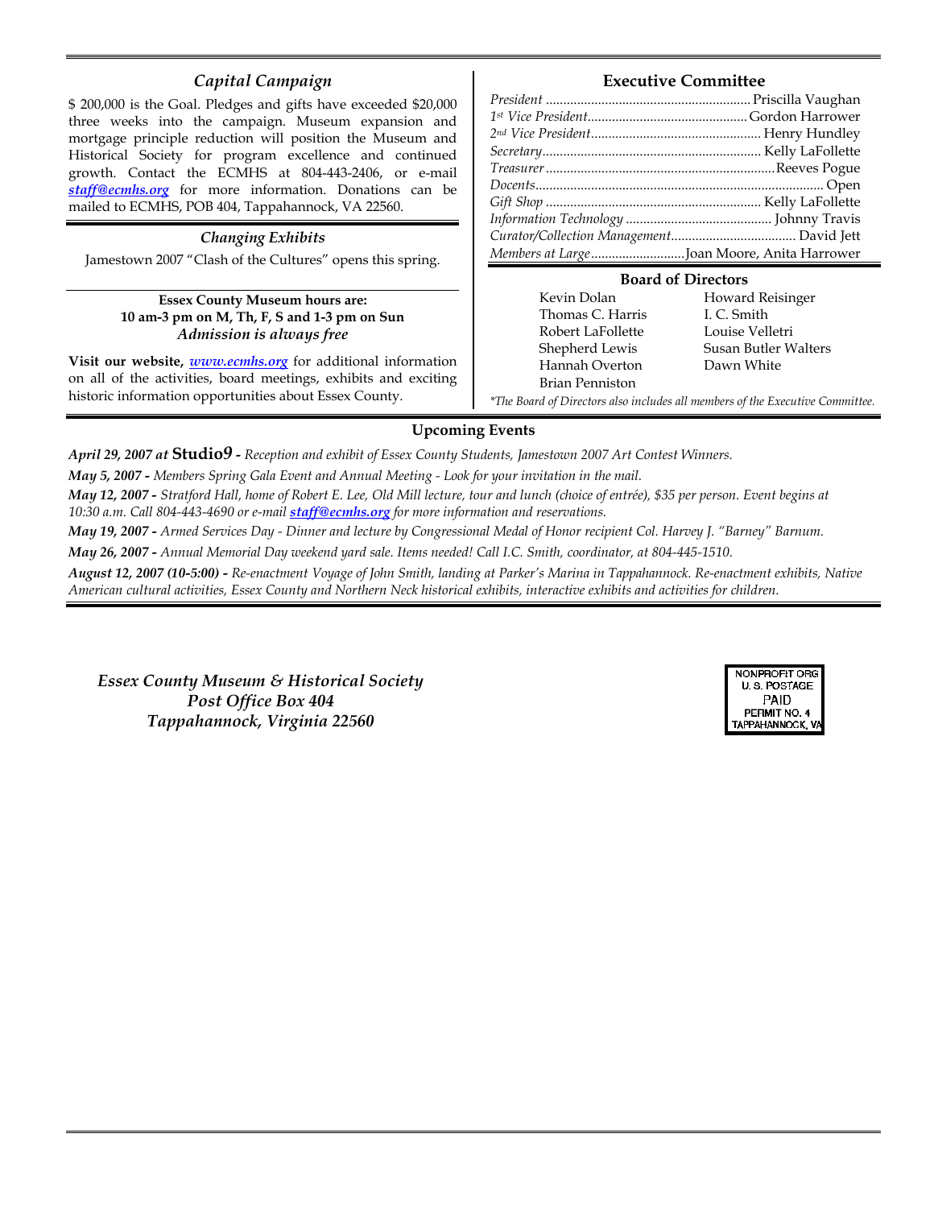## *Capital Campaign*

$ 200,000 is the Goal. Pledges and gifts have exceeded $20,000 three weeks into the campaign. Museum expansion and mortgage principle reduction will position the Museum and Historical Society for program excellence and continued growth. Contact the ECMHS at 804-443-2406, or e-mail ***staff@ecmhs.org*** for more information. Donations can be mailed to ECMHS, POB 404, Tappahannock, VA 22560.

## *Changing Exhibits*

Jamestown 2007 "Clash of the Cultures" opens this spring.

**Essex County Museum hours are:**
**10 am-3 pm on M, Th, F, S and 1-3 pm on Sun**
***Admission is always free***

**Visit our website,** ***www.ecmhs.org*** for additional information on all of the activities, board meetings, exhibits and exciting historic information opportunities about Essex County.

## Executive Committee

| | |
|---|---|
| *President* | Priscilla Vaughan |
| *1st Vice President* | Gordon Harrower |
| *2nd Vice President* | Henry Hundley |
| *Secretary* | Kelly LaFollette |
| *Treasurer* | Reeves Pogue |
| *Docents* | Open |
| *Gift Shop* | Kelly LaFollette |
| *Information Technology* | Johnny Travis |
| *Curator/Collection Management* | David Jett |
| *Members at Large* | Joan Moore, Anita Harrower |

## Board of Directors

| | |
|---|---|
| Kevin Dolan | Howard Reisinger |
| Thomas C. Harris | I. C. Smith |
| Robert LaFollette | Louise Velletri |
| Shepherd Lewis | Susan Butler Walters |
| Hannah Overton | Dawn White |
| Brian Penniston | |

*\*The Board of Directors also includes all members of the Executive Committee.*

## Upcoming Events

***April 29, 2007 at* Studio9 -** *Reception and exhibit of Essex County Students, Jamestown 2007 Art Contest Winners.*

***May 5, 2007 -*** *Members Spring Gala Event and Annual Meeting - Look for your invitation in the mail.*

***May 12, 2007 -*** *Stratford Hall, home of Robert E. Lee, Old Mill lecture, tour and lunch (choice of entrée), $35 per person. Event begins at 10:30 a.m. Call 804-443-4690 or e-mail* ***staff@ecmhs.org*** *for more information and reservations.*

***May 19, 2007 -*** *Armed Services Day - Dinner and lecture by Congressional Medal of Honor recipient Col. Harvey J. "Barney" Barnum.*

***May 26, 2007 -*** *Annual Memorial Day weekend yard sale. Items needed! Call I.C. Smith, coordinator, at 804-445-1510.*

***August 12, 2007 (10-5:00) -*** *Re-enactment Voyage of John Smith, landing at Parker's Marina in Tappahannock. Re-enactment exhibits, Native American cultural activities, Essex County and Northern Neck historical exhibits, interactive exhibits and activities for children.*

***Essex County Museum & Historical Society***
***Post Office Box 404***
***Tappahannock, Virginia 22560***

NONPROFIT ORG
U. S. POSTAGE
PAID
PERMIT NO. 4
TAPPAHANNOCK, VA